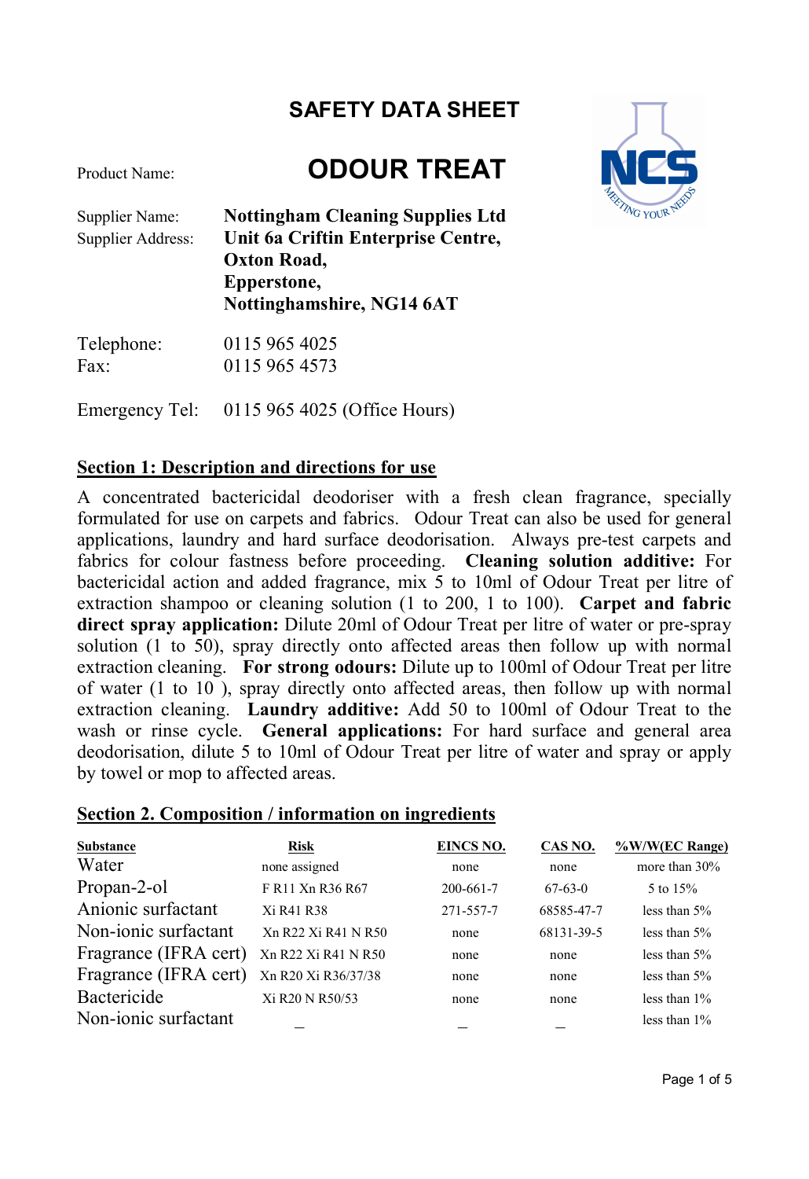# SAFETY DATA SHEET

Product Name: **ODOUR TREAT**

Supplier Name: **Nottingham Cleaning Supplies Ltd**
Supplier Address: **Unit 6a Criftin Enterprise Centre, Oxton Road, Epperstone, Nottinghamshire, NG14 6AT**

Telephone: 0115 965 4025
Fax: 0115 965 4573

Emergency Tel: 0115 965 4025 (Office Hours)

## Section 1: Description and directions for use

A concentrated bactericidal deodoriser with a fresh clean fragrance, specially formulated for use on carpets and fabrics. Odour Treat can also be used for general applications, laundry and hard surface deodorisation. Always pre-test carpets and fabrics for colour fastness before proceeding. **Cleaning solution additive:** For bactericidal action and added fragrance, mix 5 to 10ml of Odour Treat per litre of extraction shampoo or cleaning solution (1 to 200, 1 to 100). **Carpet and fabric direct spray application:** Dilute 20ml of Odour Treat per litre of water or pre-spray solution (1 to 50), spray directly onto affected areas then follow up with normal extraction cleaning. **For strong odours:** Dilute up to 100ml of Odour Treat per litre of water (1 to 10 ), spray directly onto affected areas, then follow up with normal extraction cleaning. **Laundry additive:** Add 50 to 100ml of Odour Treat to the wash or rinse cycle. **General applications:** For hard surface and general area deodorisation, dilute 5 to 10ml of Odour Treat per litre of water and spray or apply by towel or mop to affected areas.

## Section 2. Composition / information on ingredients

| Substance | Risk | EINCS NO. | CAS NO. | %W/W(EC Range) |
|---|---|---|---|---|
| Water | none assigned | none | none | more than 30% |
| Propan-2-ol | F R11 Xn R36 R67 | 200-661-7 | 67-63-0 | 5 to 15% |
| Anionic surfactant | Xi R41 R38 | 271-557-7 | 68585-47-7 | less than 5% |
| Non-ionic surfactant | Xn R22 Xi R41 N R50 | none | 68131-39-5 | less than 5% |
| Fragrance (IFRA cert) | Xn R22 Xi R41 N R50 | none | none | less than 5% |
| Fragrance (IFRA cert) | Xn R20 Xi R36/37/38 | none | none | less than 5% |
| Bactericide | Xi R20 N R50/53 | none | none | less than 1% |
| Non-ionic surfactant | _ | _ | _ | less than 1% |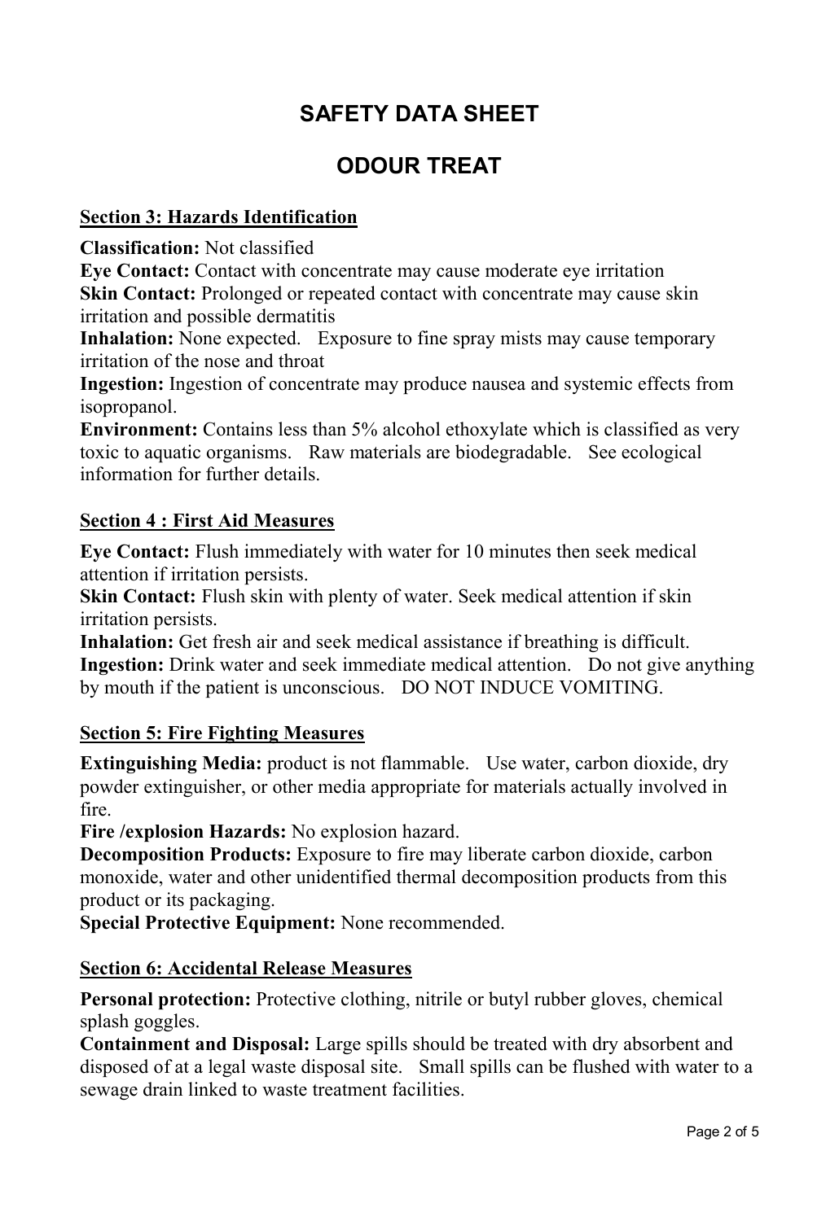# SAFETY DATA SHEET

# ODOUR TREAT

## Section 3: Hazards Identification

**Classification:** Not classified
**Eye Contact:** Contact with concentrate may cause moderate eye irritation
**Skin Contact:** Prolonged or repeated contact with concentrate may cause skin irritation and possible dermatitis
**Inhalation:** None expected. Exposure to fine spray mists may cause temporary irritation of the nose and throat
**Ingestion:** Ingestion of concentrate may produce nausea and systemic effects from isopropanol.
**Environment:** Contains less than 5% alcohol ethoxylate which is classified as very toxic to aquatic organisms. Raw materials are biodegradable. See ecological information for further details.

## Section 4 : First Aid Measures

**Eye Contact:** Flush immediately with water for 10 minutes then seek medical attention if irritation persists.
**Skin Contact:** Flush skin with plenty of water. Seek medical attention if skin irritation persists.
**Inhalation:** Get fresh air and seek medical assistance if breathing is difficult.
**Ingestion:** Drink water and seek immediate medical attention. Do not give anything by mouth if the patient is unconscious. DO NOT INDUCE VOMITING.

## Section 5: Fire Fighting Measures

**Extinguishing Media:** product is not flammable. Use water, carbon dioxide, dry powder extinguisher, or other media appropriate for materials actually involved in fire.
**Fire /explosion Hazards:** No explosion hazard.
**Decomposition Products:** Exposure to fire may liberate carbon dioxide, carbon monoxide, water and other unidentified thermal decomposition products from this product or its packaging.
**Special Protective Equipment:** None recommended.

## Section 6: Accidental Release Measures

**Personal protection:** Protective clothing, nitrile or butyl rubber gloves, chemical splash goggles.
**Containment and Disposal:** Large spills should be treated with dry absorbent and disposed of at a legal waste disposal site. Small spills can be flushed with water to a sewage drain linked to waste treatment facilities.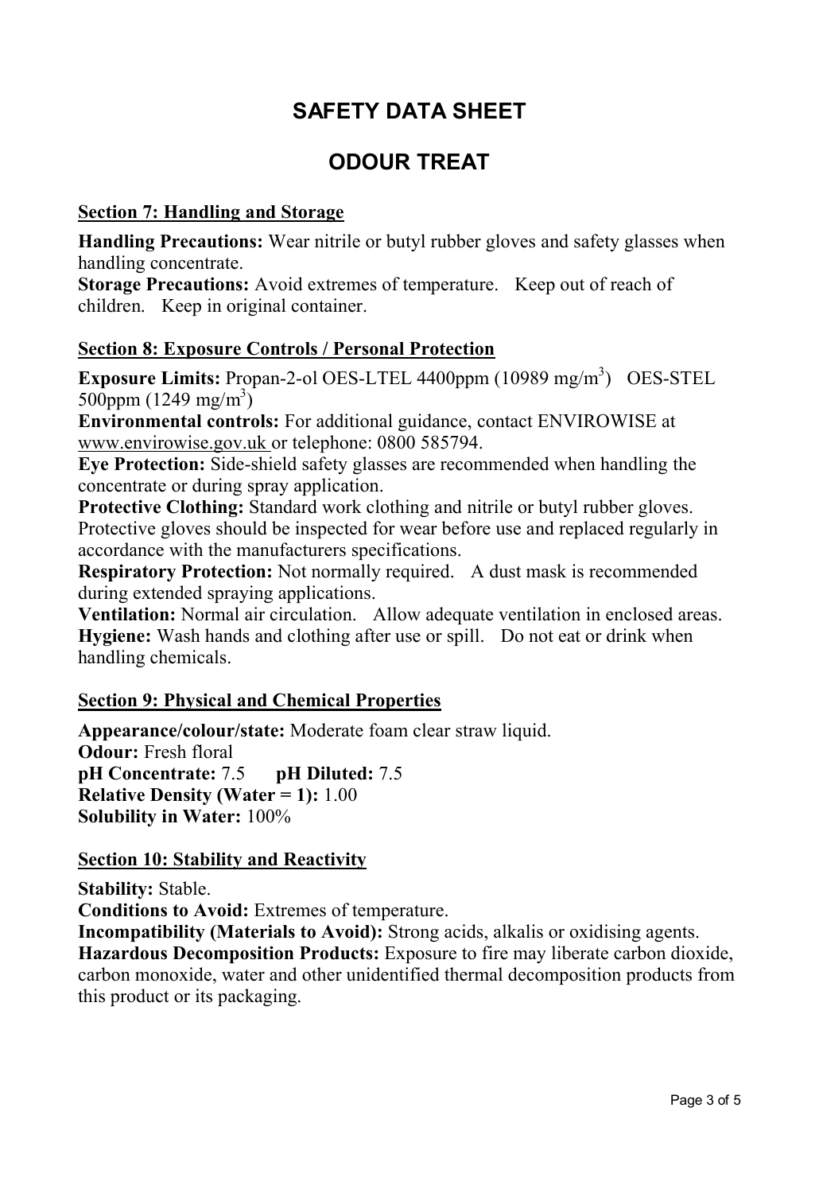# SAFETY DATA SHEET

# ODOUR TREAT

## Section 7: Handling and Storage

**Handling Precautions:** Wear nitrile or butyl rubber gloves and safety glasses when handling concentrate.
**Storage Precautions:** Avoid extremes of temperature. Keep out of reach of children. Keep in original container.

## Section 8: Exposure Controls / Personal Protection

**Exposure Limits:** Propan-2-ol OES-LTEL 4400ppm (10989 $mg/m^3$) OES-STEL 500ppm (1249 $mg/m^3$)
**Environmental controls:** For additional guidance, contact ENVIROWISE at www.envirowise.gov.uk or telephone: 0800 585794.
**Eye Protection:** Side-shield safety glasses are recommended when handling the concentrate or during spray application.
**Protective Clothing:** Standard work clothing and nitrile or butyl rubber gloves. Protective gloves should be inspected for wear before use and replaced regularly in accordance with the manufacturers specifications.
**Respiratory Protection:** Not normally required. A dust mask is recommended during extended spraying applications.
**Ventilation:** Normal air circulation. Allow adequate ventilation in enclosed areas.
**Hygiene:** Wash hands and clothing after use or spill. Do not eat or drink when handling chemicals.

## Section 9: Physical and Chemical Properties

**Appearance/colour/state:** Moderate foam clear straw liquid.
**Odour:** Fresh floral
**pH Concentrate:** 7.5 **pH Diluted:** 7.5
**Relative Density (Water = 1):** 1.00
**Solubility in Water:** 100%

## Section 10: Stability and Reactivity

**Stability:** Stable.
**Conditions to Avoid:** Extremes of temperature.
**Incompatibility (Materials to Avoid):** Strong acids, alkalis or oxidising agents.
**Hazardous Decomposition Products:** Exposure to fire may liberate carbon dioxide, carbon monoxide, water and other unidentified thermal decomposition products from this product or its packaging.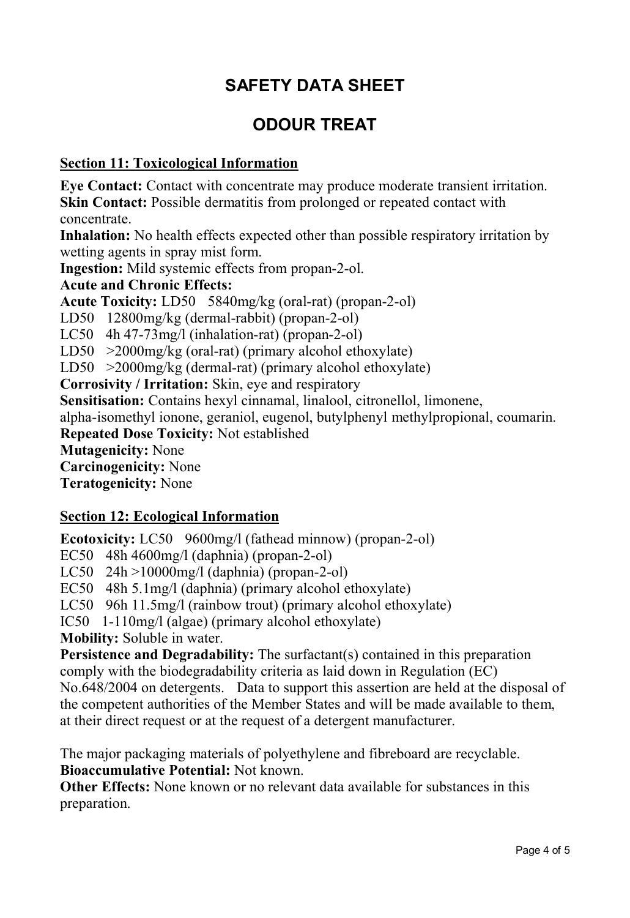# SAFETY DATA SHEET

# ODOUR TREAT

## Section 11: Toxicological Information

**Eye Contact:** Contact with concentrate may produce moderate transient irritation.
**Skin Contact:** Possible dermatitis from prolonged or repeated contact with concentrate.
**Inhalation:** No health effects expected other than possible respiratory irritation by wetting agents in spray mist form.
**Ingestion:** Mild systemic effects from propan-2-ol.
**Acute and Chronic Effects:**
**Acute Toxicity:** LD50 5840mg/kg (oral-rat) (propan-2-ol)
LD50 12800mg/kg (dermal-rabbit) (propan-2-ol)
LC50 4h 47-73mg/l (inhalation-rat) (propan-2-ol)
LD50 >2000mg/kg (oral-rat) (primary alcohol ethoxylate)
LD50 >2000mg/kg (dermal-rat) (primary alcohol ethoxylate)
**Corrosivity / Irritation:** Skin, eye and respiratory
**Sensitisation:** Contains hexyl cinnamal, linalool, citronellol, limonene, alpha-isomethyl ionone, geraniol, eugenol, butylphenyl methylpropional, coumarin.
**Repeated Dose Toxicity:** Not established
**Mutagenicity:** None
**Carcinogenicity:** None
**Teratogenicity:** None

## Section 12: Ecological Information

**Ecotoxicity:** LC50 9600mg/l (fathead minnow) (propan-2-ol)
EC50 48h 4600mg/l (daphnia) (propan-2-ol)
LC50 24h >10000mg/l (daphnia) (propan-2-ol)
EC50 48h 5.1mg/l (daphnia) (primary alcohol ethoxylate)
LC50 96h 11.5mg/l (rainbow trout) (primary alcohol ethoxylate)
IC50 1-110mg/l (algae) (primary alcohol ethoxylate)
**Mobility:** Soluble in water.
**Persistence and Degradability:** The surfactant(s) contained in this preparation comply with the biodegradability criteria as laid down in Regulation (EC) No.648/2004 on detergents. Data to support this assertion are held at the disposal of the competent authorities of the Member States and will be made available to them, at their direct request or at the request of a detergent manufacturer.

The major packaging materials of polyethylene and fibreboard are recyclable.
**Bioaccumulative Potential:** Not known.
**Other Effects:** None known or no relevant data available for substances in this preparation.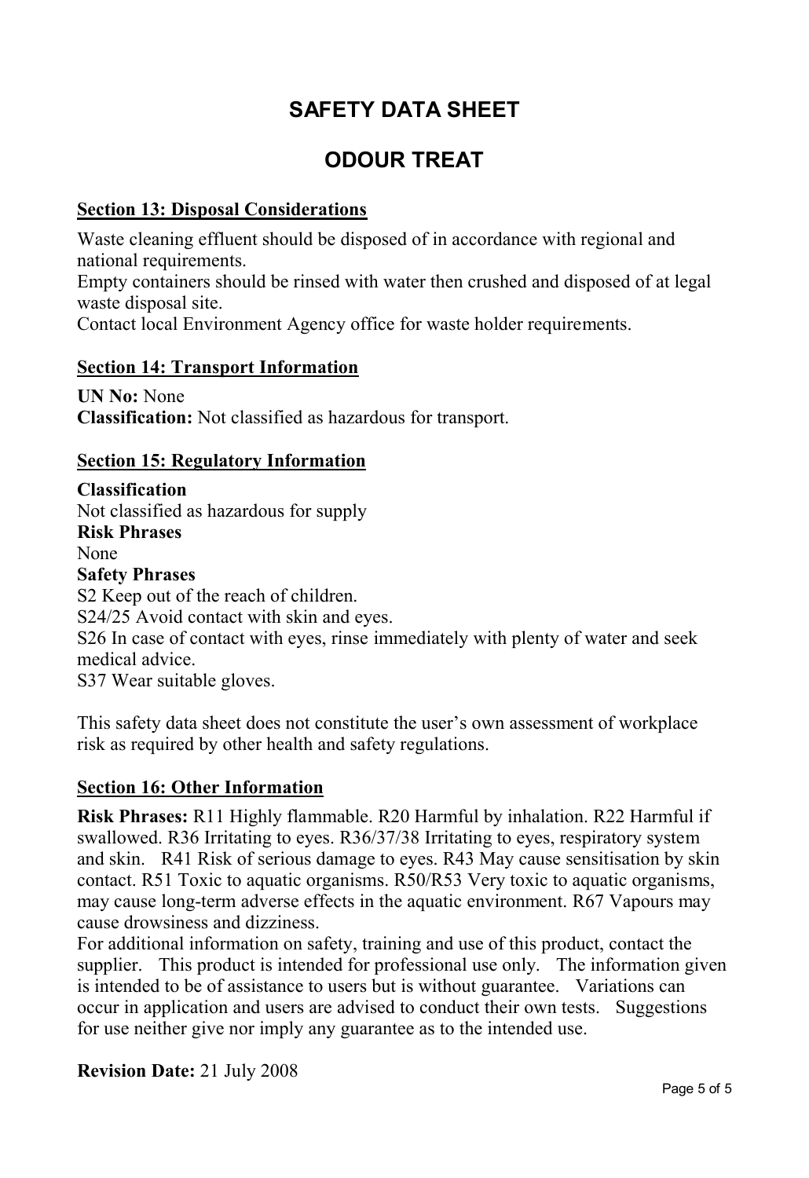# SAFETY DATA SHEET

# ODOUR TREAT

## Section 13: Disposal Considerations

Waste cleaning effluent should be disposed of in accordance with regional and national requirements.
Empty containers should be rinsed with water then crushed and disposed of at legal waste disposal site.
Contact local Environment Agency office for waste holder requirements.

## Section 14: Transport Information

**UN No:** None
**Classification:** Not classified as hazardous for transport.

## Section 15: Regulatory Information

**Classification**
Not classified as hazardous for supply
**Risk Phrases**
None
**Safety Phrases**
S2 Keep out of the reach of children.
S24/25 Avoid contact with skin and eyes.
S26 In case of contact with eyes, rinse immediately with plenty of water and seek medical advice.
S37 Wear suitable gloves.

This safety data sheet does not constitute the user's own assessment of workplace risk as required by other health and safety regulations.

## Section 16: Other Information

**Risk Phrases:** R11 Highly flammable. R20 Harmful by inhalation. R22 Harmful if swallowed. R36 Irritating to eyes. R36/37/38 Irritating to eyes, respiratory system and skin. R41 Risk of serious damage to eyes. R43 May cause sensitisation by skin contact. R51 Toxic to aquatic organisms. R50/R53 Very toxic to aquatic organisms, may cause long-term adverse effects in the aquatic environment. R67 Vapours may cause drowsiness and dizziness.
For additional information on safety, training and use of this product, contact the supplier. This product is intended for professional use only. The information given is intended to be of assistance to users but is without guarantee. Variations can occur in application and users are advised to conduct their own tests. Suggestions for use neither give nor imply any guarantee as to the intended use.

**Revision Date:** 21 July 2008